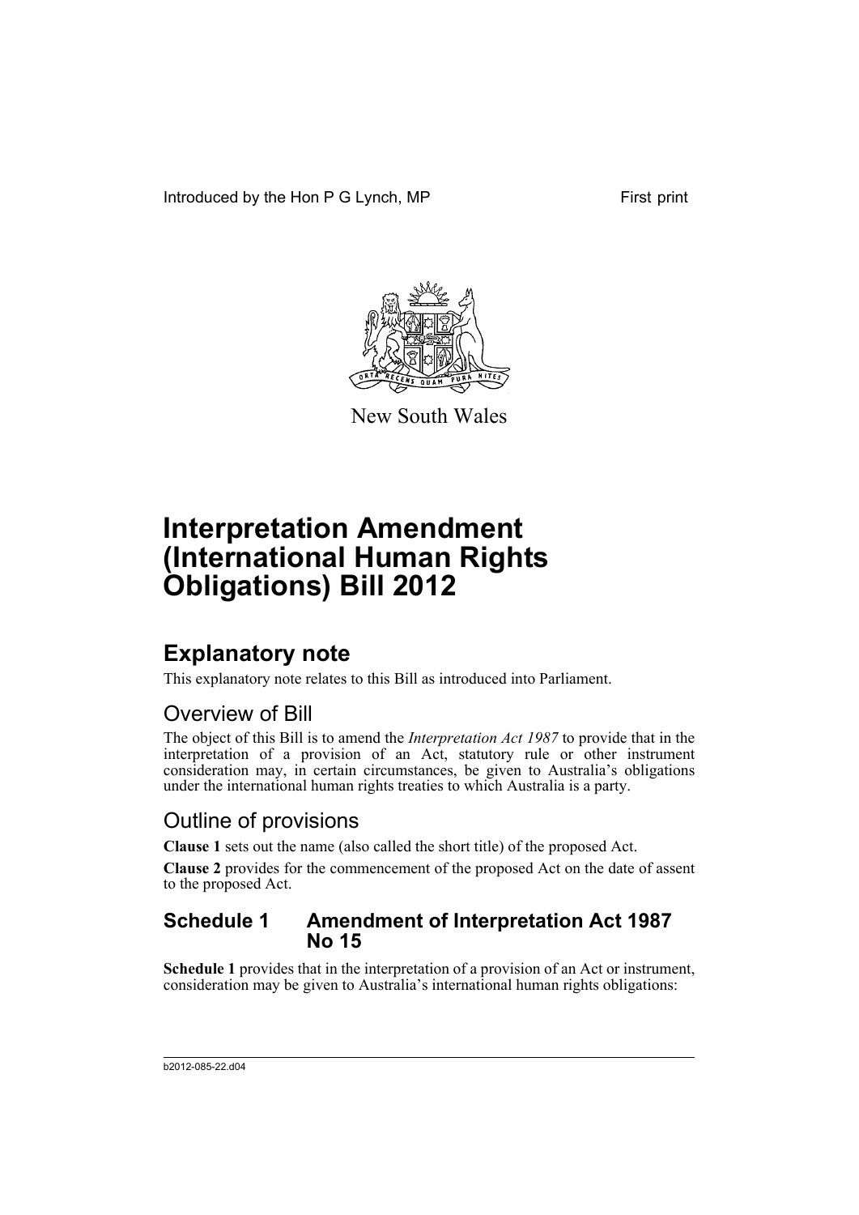Introduced by the Hon P G Lynch, MP First print

New South Wales

# Interpretation Amendment (International Human Rights Obligations) Bill 2012

## Explanatory note

This explanatory note relates to this Bill as introduced into Parliament.

### Overview of Bill

The object of this Bill is to amend the *Interpretation Act 1987* to provide that in the interpretation of a provision of an Act, statutory rule or other instrument consideration may, in certain circumstances, be given to Australia's obligations under the international human rights treaties to which Australia is a party.

### Outline of provisions

**Clause 1** sets out the name (also called the short title) of the proposed Act.

**Clause 2** provides for the commencement of the proposed Act on the date of assent to the proposed Act.

#### Schedule 1 Amendment of Interpretation Act 1987 No 15

**Schedule 1** provides that in the interpretation of a provision of an Act or instrument, consideration may be given to Australia's international human rights obligations:

b2012-085-22.d04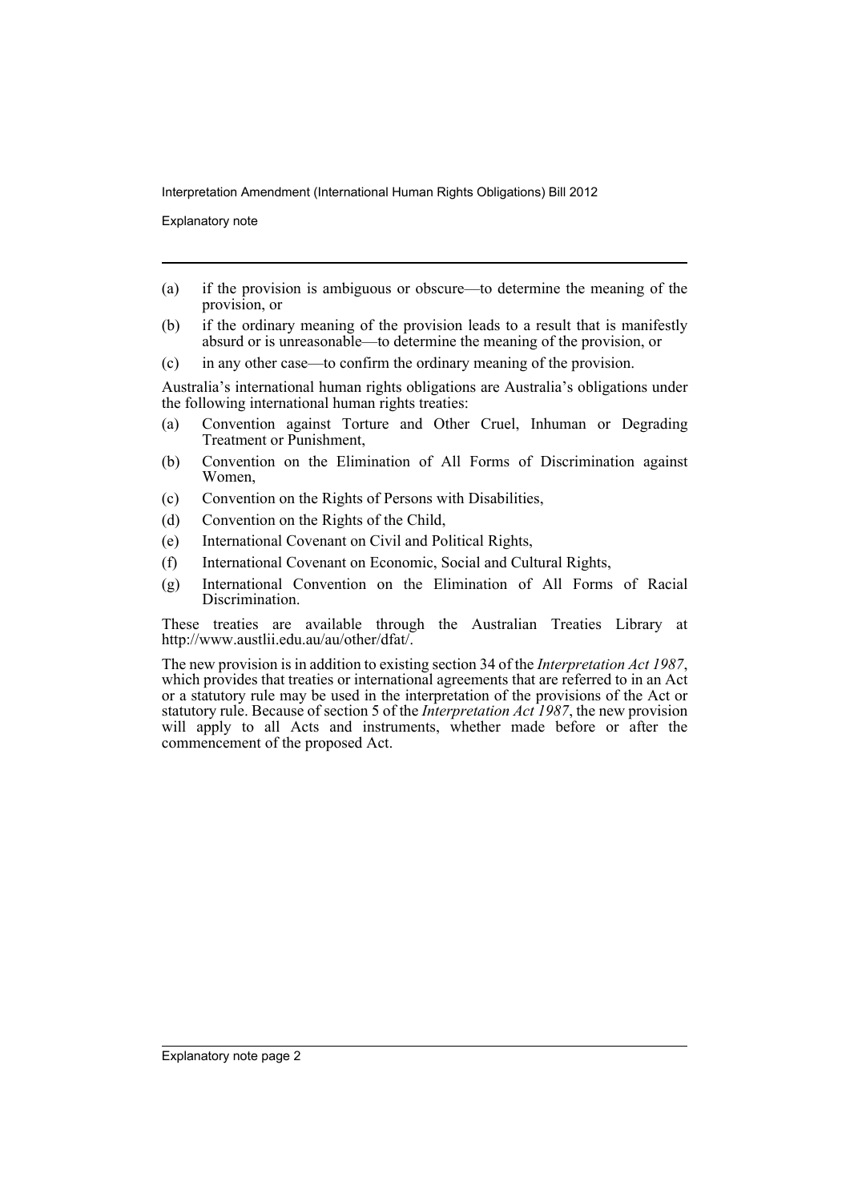(a) if the provision is ambiguous or obscure—to determine the meaning of the provision, or

(b) if the ordinary meaning of the provision leads to a result that is manifestly absurd or is unreasonable—to determine the meaning of the provision, or

(c) in any other case—to confirm the ordinary meaning of the provision.

Australia's international human rights obligations are Australia's obligations under the following international human rights treaties:

(a) Convention against Torture and Other Cruel, Inhuman or Degrading Treatment or Punishment,

(b) Convention on the Elimination of All Forms of Discrimination against Women,

(c) Convention on the Rights of Persons with Disabilities,

(d) Convention on the Rights of the Child,

(e) International Covenant on Civil and Political Rights,

(f) International Covenant on Economic, Social and Cultural Rights,

(g) International Convention on the Elimination of All Forms of Racial Discrimination.

These treaties are available through the Australian Treaties Library at http://www.austlii.edu.au/au/other/dfat/.

The new provision is in addition to existing section 34 of the *Interpretation Act 1987*, which provides that treaties or international agreements that are referred to in an Act or a statutory rule may be used in the interpretation of the provisions of the Act or statutory rule. Because of section 5 of the *Interpretation Act 1987*, the new provision will apply to all Acts and instruments, whether made before or after the commencement of the proposed Act.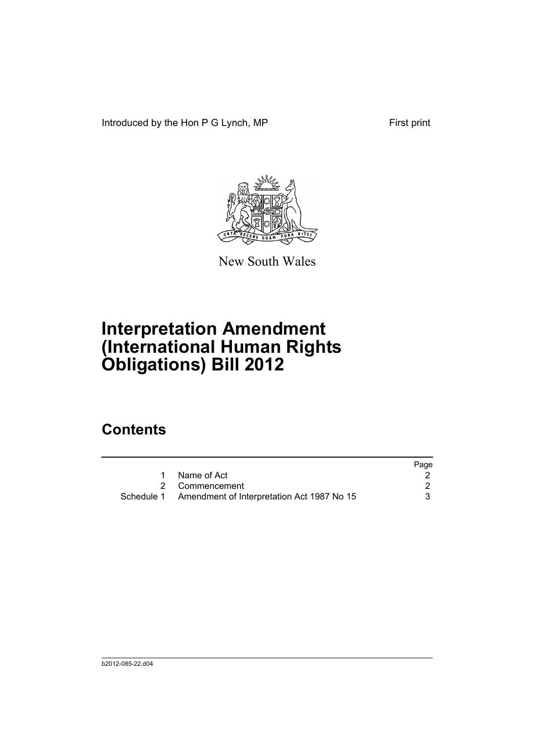Introduced by the Hon P G Lynch, MP First print

New South Wales

# Interpretation Amendment (International Human Rights Obligations) Bill 2012

## Contents

| | | Page |
|---|---|---|
| 1 | Name of Act | 2 |
| 2 | Commencement | 2 |
| Schedule 1 | Amendment of Interpretation Act 1987 No 15 | 3 |

b2012-085-22.d04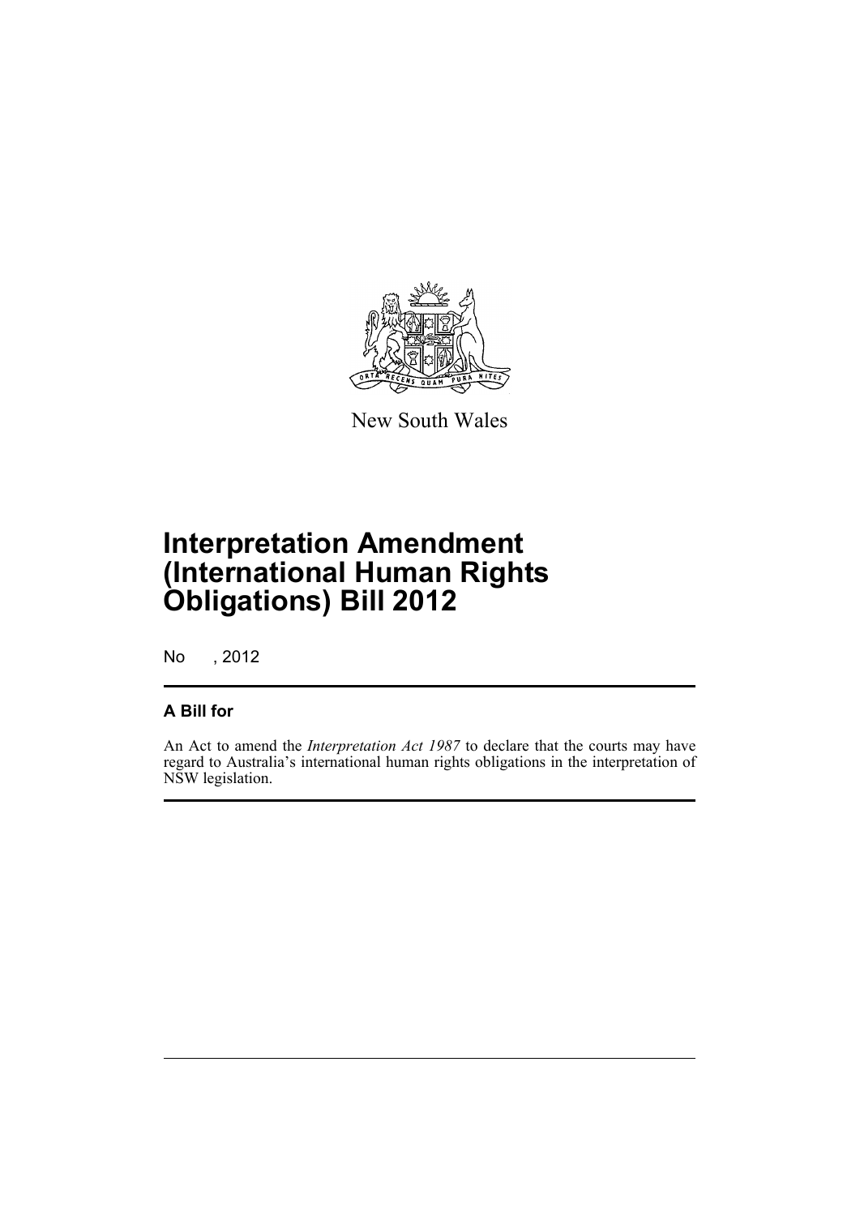New South Wales

# Interpretation Amendment (International Human Rights Obligations) Bill 2012

No , 2012

## A Bill for

An Act to amend the *Interpretation Act 1987* to declare that the courts may have regard to Australia's international human rights obligations in the interpretation of NSW legislation.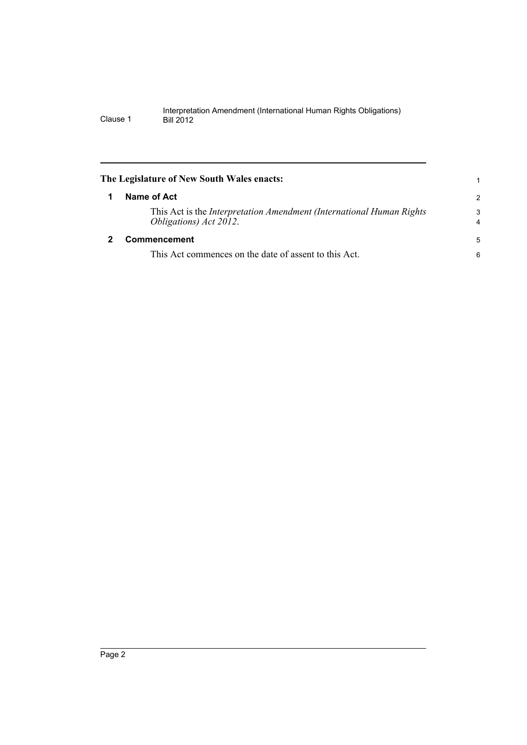**The Legislature of New South Wales enacts:**

## 1 Name of Act

This Act is the *Interpretation Amendment (International Human Rights Obligations) Act 2012*.

## 2 Commencement

This Act commences on the date of assent to this Act.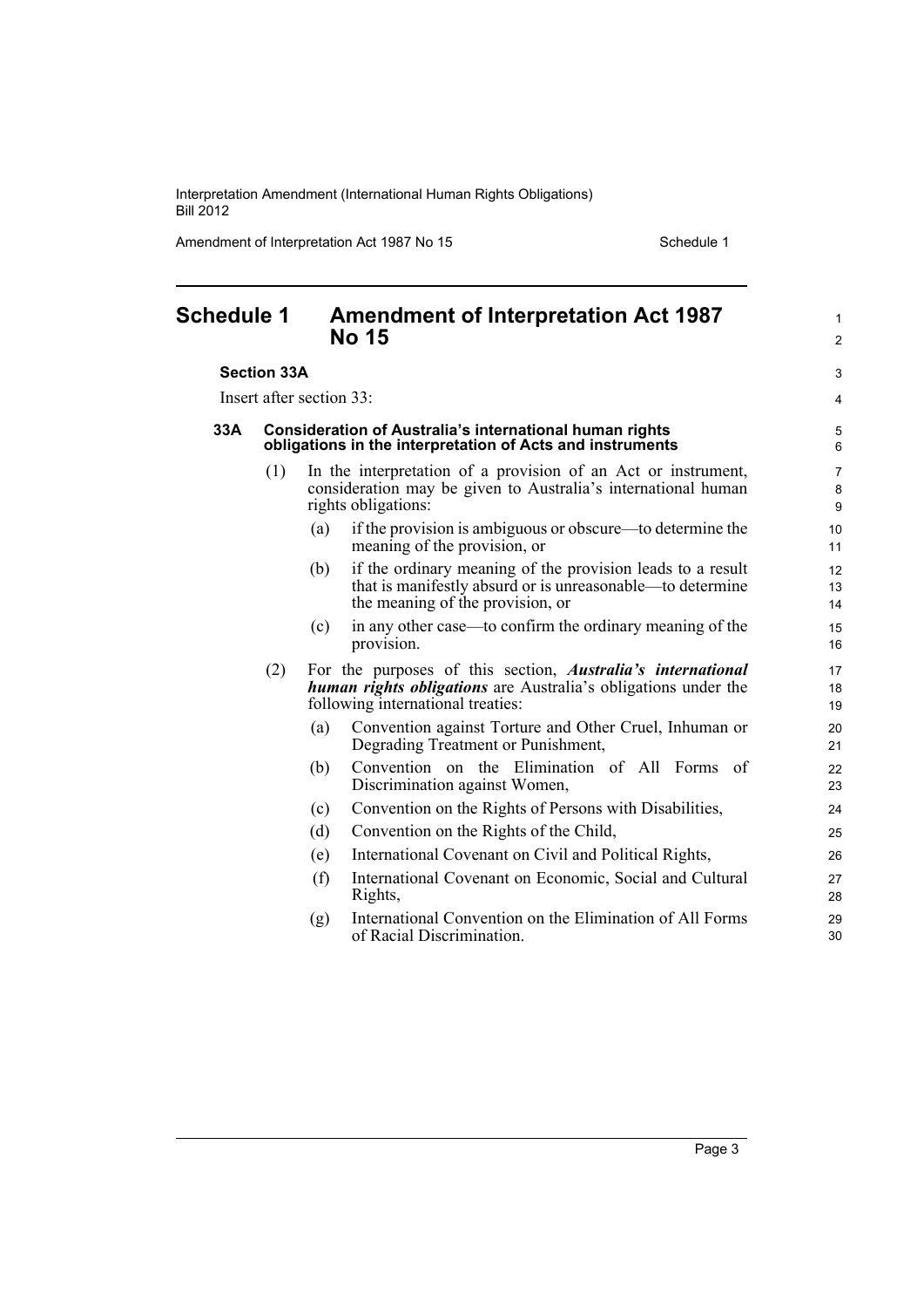# Schedule 1 Amendment of Interpretation Act 1987 No 15

**Section 33A**

Insert after section 33:

**33A Consideration of Australia's international human rights obligations in the interpretation of Acts and instruments**

(1) In the interpretation of a provision of an Act or instrument, consideration may be given to Australia's international human rights obligations:

(a) if the provision is ambiguous or obscure—to determine the meaning of the provision, or

(b) if the ordinary meaning of the provision leads to a result that is manifestly absurd or is unreasonable—to determine the meaning of the provision, or

(c) in any other case—to confirm the ordinary meaning of the provision.

(2) For the purposes of this section, ***Australia's international human rights obligations*** are Australia's obligations under the following international treaties:

(a) Convention against Torture and Other Cruel, Inhuman or Degrading Treatment or Punishment,

(b) Convention on the Elimination of All Forms of Discrimination against Women,

(c) Convention on the Rights of Persons with Disabilities,

(d) Convention on the Rights of the Child,

(e) International Covenant on Civil and Political Rights,

(f) International Covenant on Economic, Social and Cultural Rights,

(g) International Convention on the Elimination of All Forms of Racial Discrimination.